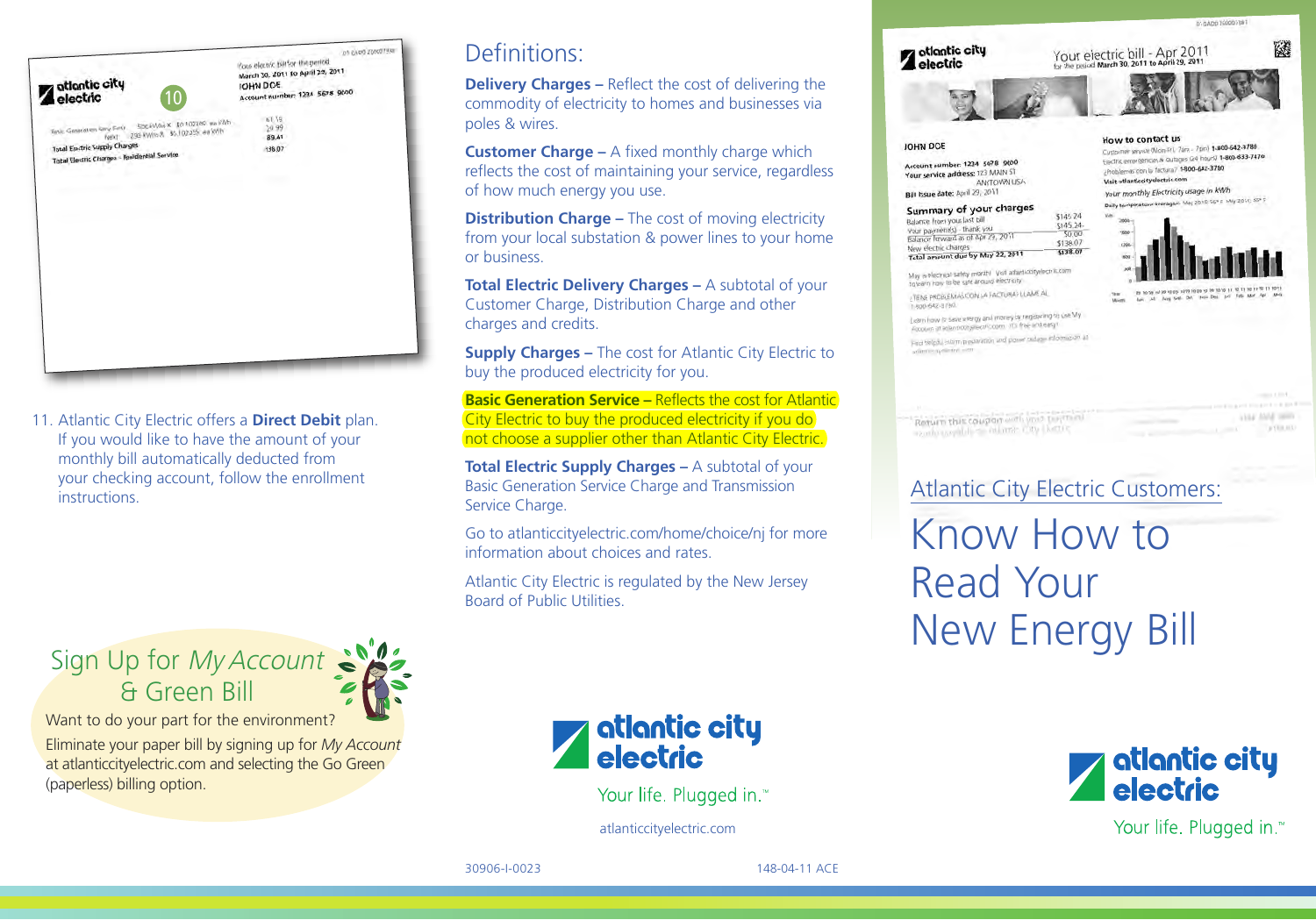11. Atlantic City Electric offers a **Direct Debit** plan. If you would like to have the amount of your monthly bill automatically deducted from your checking account, follow the enrollment instructions.

## Sign Up for *My Account* & Green Bill

Want to do your part for the environment?

Eliminate your paper bill by signing up for *My Account* at atlanticcityelectric.com and selecting the Go Green (paperless) billing option.

# Definitions:

**Delivery Charges –** Reflect the cost of delivering the commodity of electricity to homes and businesses via poles & wires.

**Customer Charge –** A fixed monthly charge which reflects the cost of maintaining your service, regardless of how much energy you use.

**Distribution Charge –** The cost of moving electricity from your local substation & power lines to your home or business.

**Total Electric Delivery Charges –** A subtotal of your Customer Charge, Distribution Charge and other charges and credits.

**Supply Charges –** The cost for Atlantic City Electric to buy the produced electricity for you.

**Basic Generation Service –** Reflects the cost for Atlantic City Electric to buy the produced electricity if you do not choose a supplier other than Atlantic City Electric.

**Total Electric Supply Charges –** A subtotal of your Basic Generation Service Charge and Transmission Service Charge.

Go to atlanticcityelectric.com/home/choice/nj for more information about choices and rates.

Atlantic City Electric is regulated by the New Jersey Board of Public Utilities.

atlantic city electric

Your life. Plugged in.™

atlanticcityelectric.com

30906-I-0023 148-04-11 ACE

## Atlantic City Electric Customers:

# Know How to Read Your New Energy Bill

atlantic city electric

Your life. Plugged in.™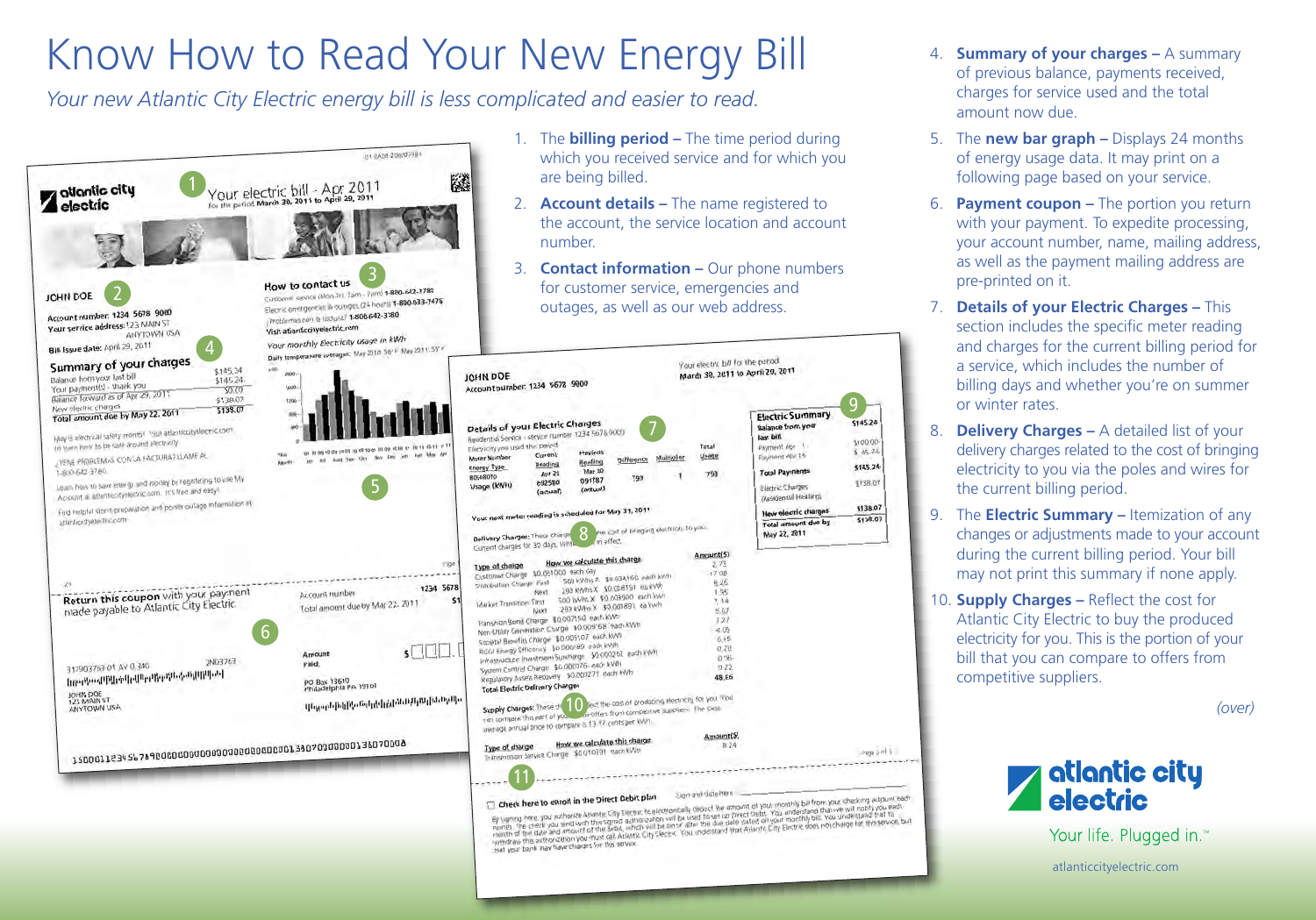# Know How to Read Your New Energy Bill

*Your new Atlantic City Electric energy bill is less complicated and easier to read.*

1. The **billing period –** The time period during which you received service and for which you are being billed.
2. **Account details –** The name registered to the account, the service location and account number.
3. **Contact information –** Our phone numbers for customer service, emergencies and outages, as well as our web address.
4. **Summary of your charges –** A summary of previous balance, payments received, charges for service used and the total amount now due.
5. The **new bar graph –** Displays 24 months of energy usage data. It may print on a following page based on your service.
6. **Payment coupon –** The portion you return with your payment. To expedite processing, your account number, name, mailing address, as well as the payment mailing address are pre-printed on it.
7. **Details of your Electric Charges –** This section includes the specific meter reading and charges for the current billing period for a service, which includes the number of billing days and whether you're on summer or winter rates.
8. **Delivery Charges –** A detailed list of your delivery charges related to the cost of bringing electricity to you via the poles and wires for the current billing period.
9. The **Electric Summary –** Itemization of any changes or adjustments made to your account during the current billing period. Your bill may not print this summary if none apply.
10. **Supply Charges –** Reflect the cost for Atlantic City Electric to buy the produced electricity for you. This is the portion of your bill that you can compare to offers from competitive suppliers.

*(over)*

atlantic city electric

Your life. Plugged in.™

atlanticcityelectric.com